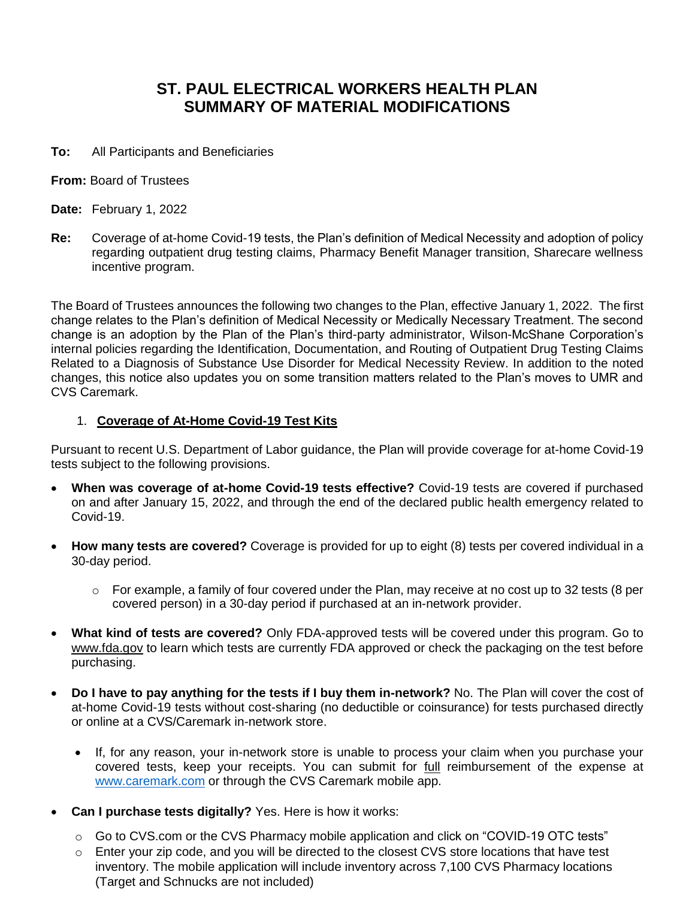# ST. PAUL ELECTRICAL WORKERS HEALTH PLAN
# SUMMARY OF MATERIAL MODIFICATIONS

**To:** All Participants and Beneficiaries

**From:** Board of Trustees

**Date:** February 1, 2022

**Re:** Coverage of at-home Covid-19 tests, the Plan's definition of Medical Necessity and adoption of policy regarding outpatient drug testing claims, Pharmacy Benefit Manager transition, Sharecare wellness incentive program.

The Board of Trustees announces the following two changes to the Plan, effective January 1, 2022. The first change relates to the Plan's definition of Medical Necessity or Medically Necessary Treatment. The second change is an adoption by the Plan of the Plan's third-party administrator, Wilson-McShane Corporation's internal policies regarding the Identification, Documentation, and Routing of Outpatient Drug Testing Claims Related to a Diagnosis of Substance Use Disorder for Medical Necessity Review. In addition to the noted changes, this notice also updates you on some transition matters related to the Plan's moves to UMR and CVS Caremark.

1. **Coverage of At-Home Covid-19 Test Kits**

Pursuant to recent U.S. Department of Labor guidance, the Plan will provide coverage for at-home Covid-19 tests subject to the following provisions.

- **When was coverage of at-home Covid-19 tests effective?** Covid-19 tests are covered if purchased on and after January 15, 2022, and through the end of the declared public health emergency related to Covid-19.
- **How many tests are covered?** Coverage is provided for up to eight (8) tests per covered individual in a 30-day period.
  - For example, a family of four covered under the Plan, may receive at no cost up to 32 tests (8 per covered person) in a 30-day period if purchased at an in-network provider.
- **What kind of tests are covered?** Only FDA-approved tests will be covered under this program. Go to www.fda.gov to learn which tests are currently FDA approved or check the packaging on the test before purchasing.
- **Do I have to pay anything for the tests if I buy them in-network?** No. The Plan will cover the cost of at-home Covid-19 tests without cost-sharing (no deductible or coinsurance) for tests purchased directly or online at a CVS/Caremark in-network store.
  - If, for any reason, your in-network store is unable to process your claim when you purchase your covered tests, keep your receipts. You can submit for full reimbursement of the expense at www.caremark.com or through the CVS Caremark mobile app.
- **Can I purchase tests digitally?** Yes. Here is how it works:
  - Go to CVS.com or the CVS Pharmacy mobile application and click on "COVID-19 OTC tests"
  - Enter your zip code, and you will be directed to the closest CVS store locations that have test inventory. The mobile application will include inventory across 7,100 CVS Pharmacy locations (Target and Schnucks are not included)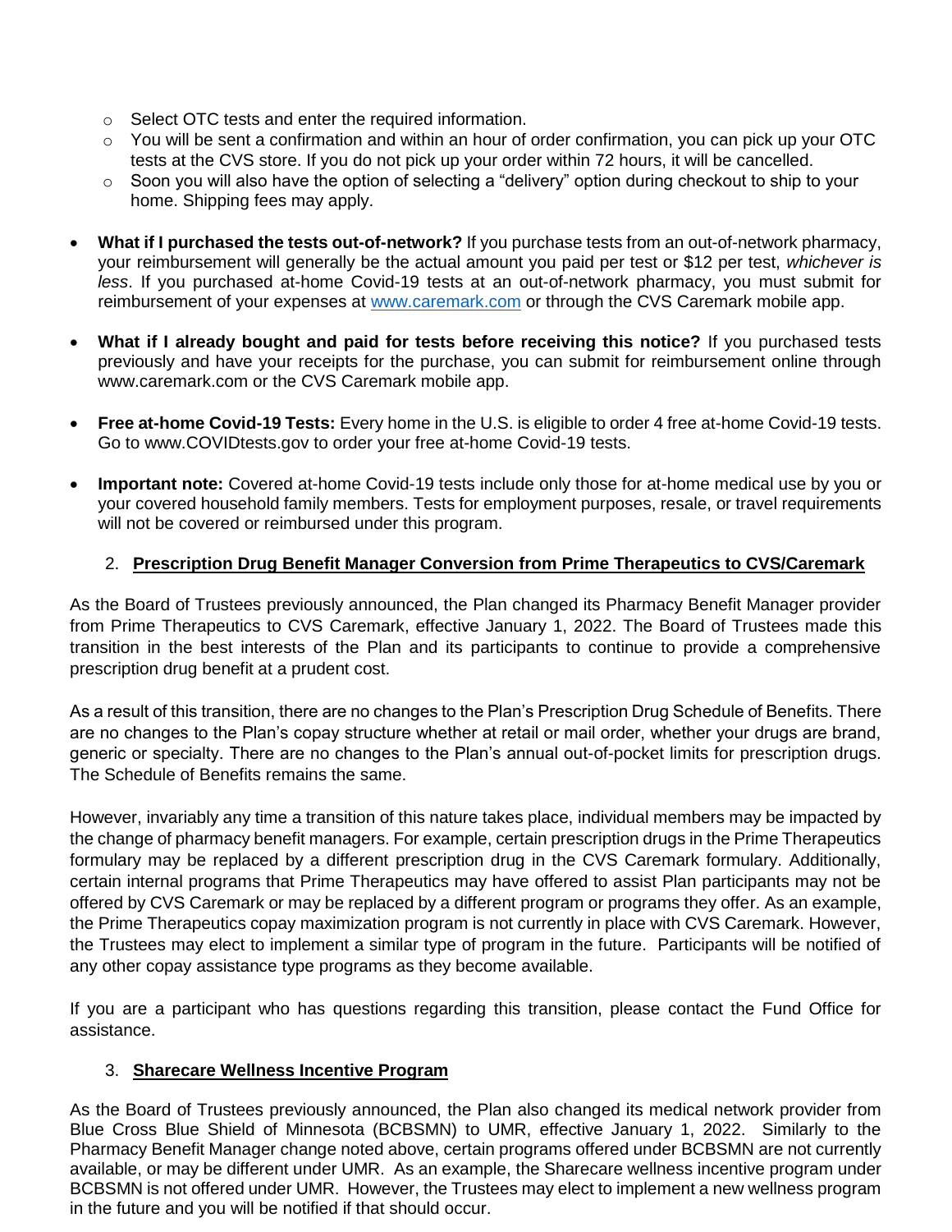- Select OTC tests and enter the required information.
  - You will be sent a confirmation and within an hour of order confirmation, you can pick up your OTC tests at the CVS store. If you do not pick up your order within 72 hours, it will be cancelled.
  - Soon you will also have the option of selecting a "delivery" option during checkout to ship to your home. Shipping fees may apply.

- **What if I purchased the tests out-of-network?** If you purchase tests from an out-of-network pharmacy, your reimbursement will generally be the actual amount you paid per test or $12 per test, *whichever is less*. If you purchased at-home Covid-19 tests at an out-of-network pharmacy, you must submit for reimbursement of your expenses at [www.caremark.com](www.caremark.com) or through the CVS Caremark mobile app.

- **What if I already bought and paid for tests before receiving this notice?** If you purchased tests previously and have your receipts for the purchase, you can submit for reimbursement online through www.caremark.com or the CVS Caremark mobile app.

- **Free at-home Covid-19 Tests:** Every home in the U.S. is eligible to order 4 free at-home Covid-19 tests. Go to www.COVIDtests.gov to order your free at-home Covid-19 tests.

- **Important note:** Covered at-home Covid-19 tests include only those for at-home medical use by you or your covered household family members. Tests for employment purposes, resale, or travel requirements will not be covered or reimbursed under this program.

2. **Prescription Drug Benefit Manager Conversion from Prime Therapeutics to CVS/Caremark**

As the Board of Trustees previously announced, the Plan changed its Pharmacy Benefit Manager provider from Prime Therapeutics to CVS Caremark, effective January 1, 2022. The Board of Trustees made this transition in the best interests of the Plan and its participants to continue to provide a comprehensive prescription drug benefit at a prudent cost.

As a result of this transition, there are no changes to the Plan's Prescription Drug Schedule of Benefits. There are no changes to the Plan's copay structure whether at retail or mail order, whether your drugs are brand, generic or specialty. There are no changes to the Plan's annual out-of-pocket limits for prescription drugs. The Schedule of Benefits remains the same.

However, invariably any time a transition of this nature takes place, individual members may be impacted by the change of pharmacy benefit managers. For example, certain prescription drugs in the Prime Therapeutics formulary may be replaced by a different prescription drug in the CVS Caremark formulary. Additionally, certain internal programs that Prime Therapeutics may have offered to assist Plan participants may not be offered by CVS Caremark or may be replaced by a different program or programs they offer. As an example, the Prime Therapeutics copay maximization program is not currently in place with CVS Caremark. However, the Trustees may elect to implement a similar type of program in the future. Participants will be notified of any other copay assistance type programs as they become available.

If you are a participant who has questions regarding this transition, please contact the Fund Office for assistance.

3. **Sharecare Wellness Incentive Program**

As the Board of Trustees previously announced, the Plan also changed its medical network provider from Blue Cross Blue Shield of Minnesota (BCBSMN) to UMR, effective January 1, 2022. Similarly to the Pharmacy Benefit Manager change noted above, certain programs offered under BCBSMN are not currently available, or may be different under UMR. As an example, the Sharecare wellness incentive program under BCBSMN is not offered under UMR. However, the Trustees may elect to implement a new wellness program in the future and you will be notified if that should occur.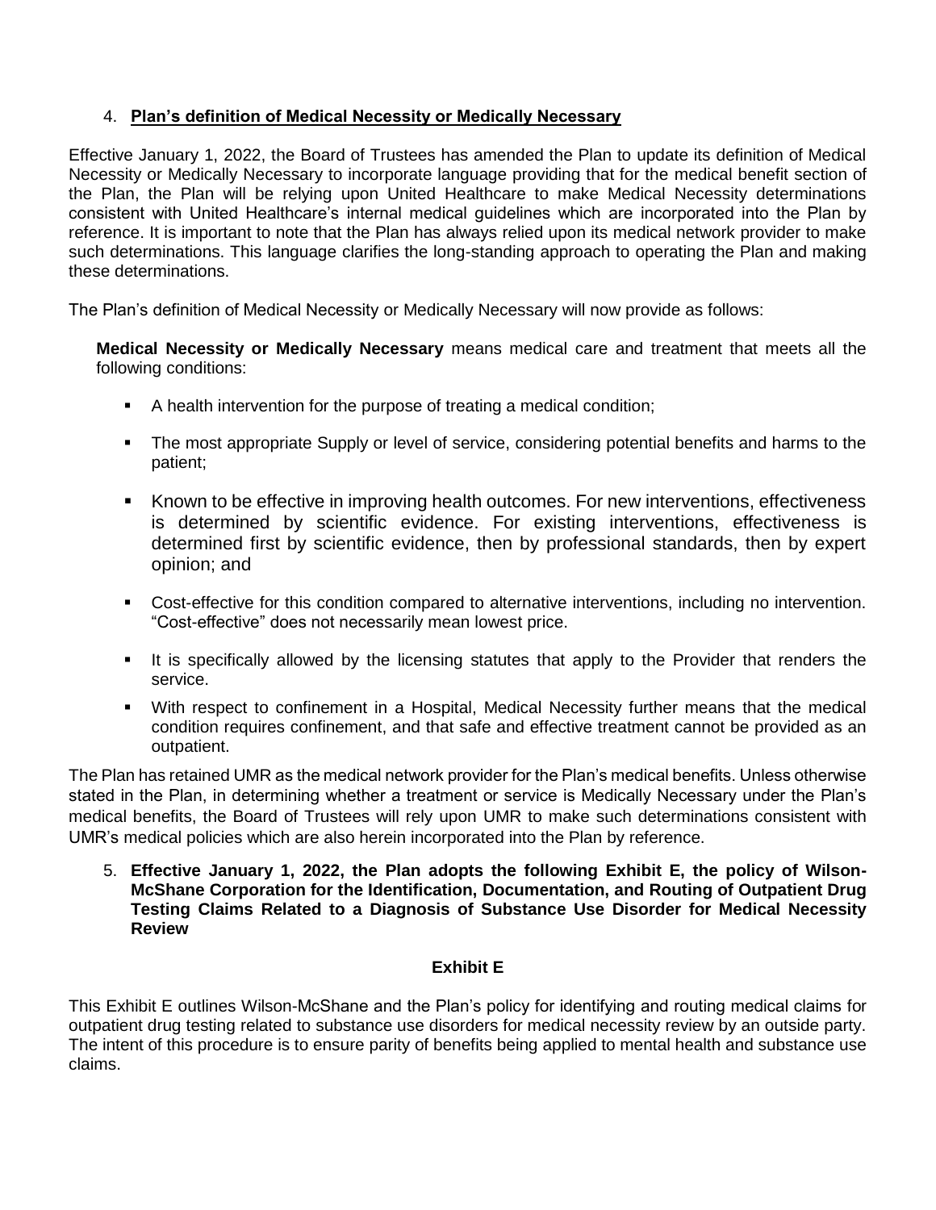4. **Plan's definition of Medical Necessity or Medically Necessary**

Effective January 1, 2022, the Board of Trustees has amended the Plan to update its definition of Medical Necessity or Medically Necessary to incorporate language providing that for the medical benefit section of the Plan, the Plan will be relying upon United Healthcare to make Medical Necessity determinations consistent with United Healthcare's internal medical guidelines which are incorporated into the Plan by reference. It is important to note that the Plan has always relied upon its medical network provider to make such determinations. This language clarifies the long-standing approach to operating the Plan and making these determinations.

The Plan's definition of Medical Necessity or Medically Necessary will now provide as follows:

**Medical Necessity or Medically Necessary** means medical care and treatment that meets all the following conditions:

- A health intervention for the purpose of treating a medical condition;
- The most appropriate Supply or level of service, considering potential benefits and harms to the patient;
- Known to be effective in improving health outcomes. For new interventions, effectiveness is determined by scientific evidence. For existing interventions, effectiveness is determined first by scientific evidence, then by professional standards, then by expert opinion; and
- Cost-effective for this condition compared to alternative interventions, including no intervention. "Cost-effective" does not necessarily mean lowest price.
- It is specifically allowed by the licensing statutes that apply to the Provider that renders the service.
- With respect to confinement in a Hospital, Medical Necessity further means that the medical condition requires confinement, and that safe and effective treatment cannot be provided as an outpatient.

The Plan has retained UMR as the medical network provider for the Plan's medical benefits. Unless otherwise stated in the Plan, in determining whether a treatment or service is Medically Necessary under the Plan's medical benefits, the Board of Trustees will rely upon UMR to make such determinations consistent with UMR's medical policies which are also herein incorporated into the Plan by reference.

5. **Effective January 1, 2022, the Plan adopts the following Exhibit E, the policy of Wilson-McShane Corporation for the Identification, Documentation, and Routing of Outpatient Drug Testing Claims Related to a Diagnosis of Substance Use Disorder for Medical Necessity Review**

**Exhibit E**

This Exhibit E outlines Wilson-McShane and the Plan's policy for identifying and routing medical claims for outpatient drug testing related to substance use disorders for medical necessity review by an outside party. The intent of this procedure is to ensure parity of benefits being applied to mental health and substance use claims.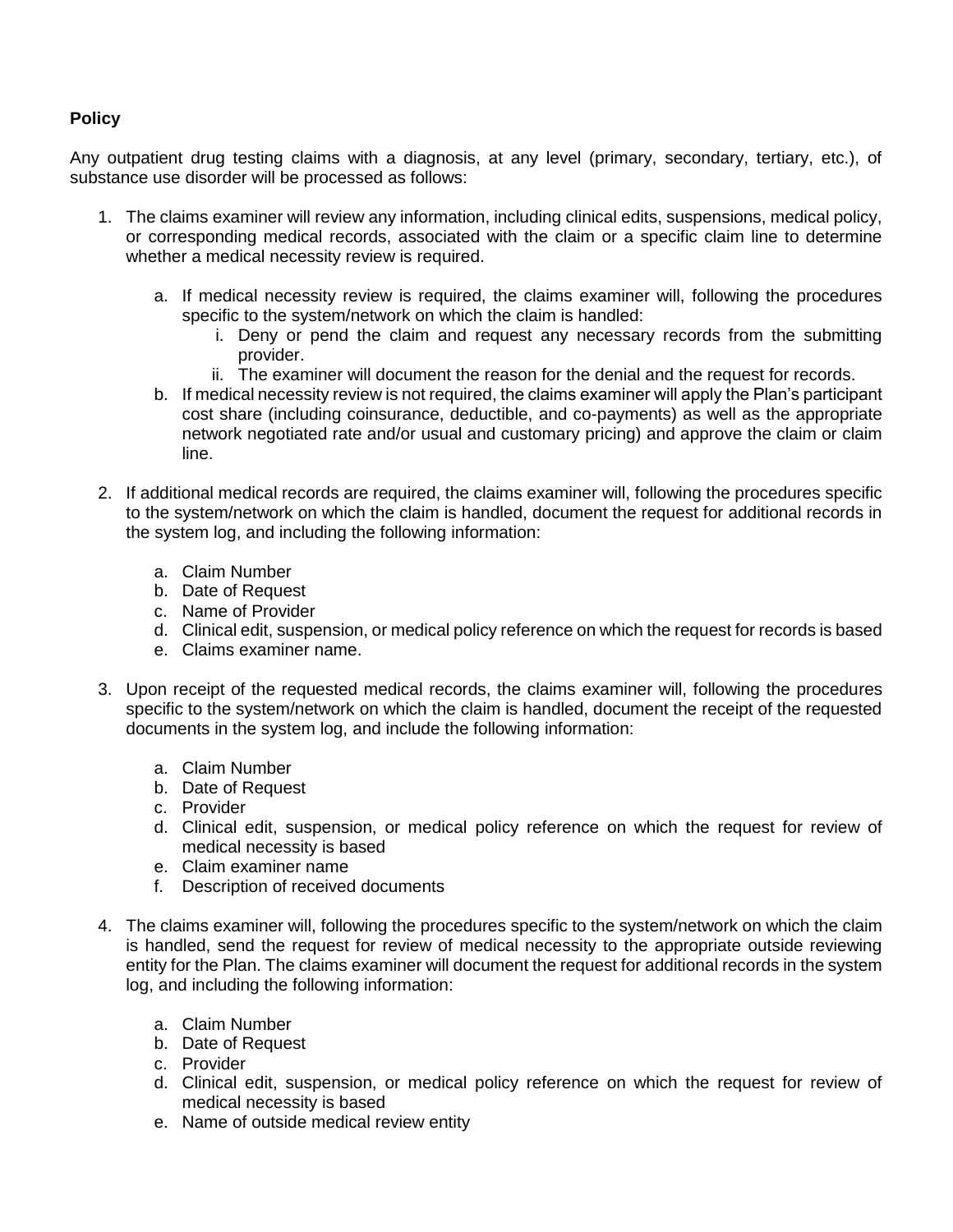**Policy**

Any outpatient drug testing claims with a diagnosis, at any level (primary, secondary, tertiary, etc.), of substance use disorder will be processed as follows:

1. The claims examiner will review any information, including clinical edits, suspensions, medical policy, or corresponding medical records, associated with the claim or a specific claim line to determine whether a medical necessity review is required.

    a. If medical necessity review is required, the claims examiner will, following the procedures specific to the system/network on which the claim is handled:
        i. Deny or pend the claim and request any necessary records from the submitting provider.
        ii. The examiner will document the reason for the denial and the request for records.

    b. If medical necessity review is not required, the claims examiner will apply the Plan's participant cost share (including coinsurance, deductible, and co-payments) as well as the appropriate network negotiated rate and/or usual and customary pricing) and approve the claim or claim line.

2. If additional medical records are required, the claims examiner will, following the procedures specific to the system/network on which the claim is handled, document the request for additional records in the system log, and including the following information:

    a. Claim Number
    b. Date of Request
    c. Name of Provider
    d. Clinical edit, suspension, or medical policy reference on which the request for records is based
    e. Claims examiner name.

3. Upon receipt of the requested medical records, the claims examiner will, following the procedures specific to the system/network on which the claim is handled, document the receipt of the requested documents in the system log, and include the following information:

    a. Claim Number
    b. Date of Request
    c. Provider
    d. Clinical edit, suspension, or medical policy reference on which the request for review of medical necessity is based
    e. Claim examiner name
    f. Description of received documents

4. The claims examiner will, following the procedures specific to the system/network on which the claim is handled, send the request for review of medical necessity to the appropriate outside reviewing entity for the Plan. The claims examiner will document the request for additional records in the system log, and including the following information:

    a. Claim Number
    b. Date of Request
    c. Provider
    d. Clinical edit, suspension, or medical policy reference on which the request for review of medical necessity is based
    e. Name of outside medical review entity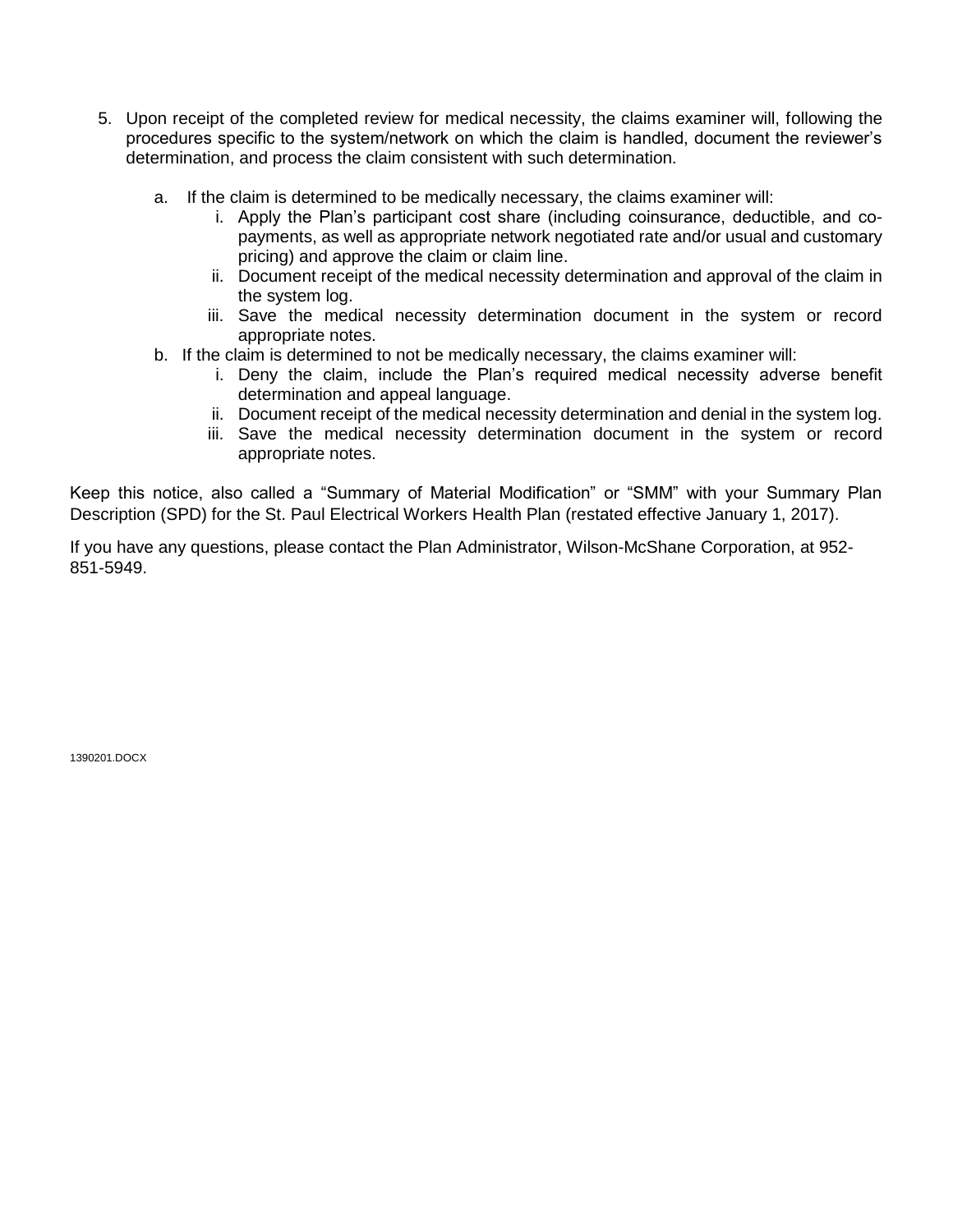5. Upon receipt of the completed review for medical necessity, the claims examiner will, following the procedures specific to the system/network on which the claim is handled, document the reviewer's determination, and process the claim consistent with such determination.

    a. If the claim is determined to be medically necessary, the claims examiner will:
        i. Apply the Plan's participant cost share (including coinsurance, deductible, and co-payments, as well as appropriate network negotiated rate and/or usual and customary pricing) and approve the claim or claim line.
        ii. Document receipt of the medical necessity determination and approval of the claim in the system log.
        iii. Save the medical necessity determination document in the system or record appropriate notes.

    b. If the claim is determined to not be medically necessary, the claims examiner will:
        i. Deny the claim, include the Plan's required medical necessity adverse benefit determination and appeal language.
        ii. Document receipt of the medical necessity determination and denial in the system log.
        iii. Save the medical necessity determination document in the system or record appropriate notes.

Keep this notice, also called a "Summary of Material Modification" or "SMM" with your Summary Plan Description (SPD) for the St. Paul Electrical Workers Health Plan (restated effective January 1, 2017).

If you have any questions, please contact the Plan Administrator, Wilson-McShane Corporation, at 952-851-5949.

1390201.DOCX